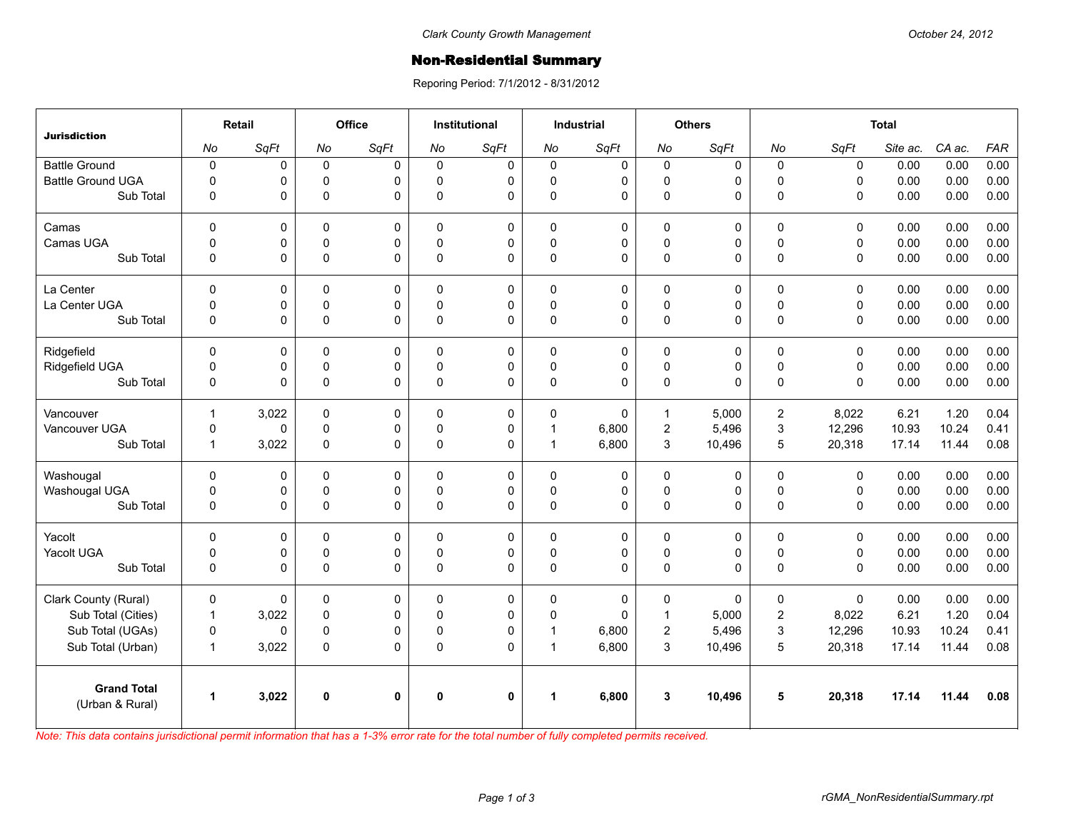Clark County Growth Management

October 24, 2012

# Non-Residential Summary

Reporing Period: 7/1/2012 - 8/31/2012

| Jurisdiction | Retail | | Office | | Institutional | | Industrial | | Others | | Total | | | | |
|---|---|---|---|---|---|---|---|---|---|---|---|---|---|---|---|
| | *No* | *SqFt* | *No* | *SqFt* | *No* | *SqFt* | *No* | *SqFt* | *No* | *SqFt* | *No* | *SqFt* | *Site ac.* | *CA ac.* | *FAR* |
| Battle Ground | 0 | 0 | 0 | 0 | 0 | 0 | 0 | 0 | 0 | 0 | 0 | 0 | 0.00 | 0.00 | 0.00 |
| Battle Ground UGA | 0 | 0 | 0 | 0 | 0 | 0 | 0 | 0 | 0 | 0 | 0 | 0 | 0.00 | 0.00 | 0.00 |
| Sub Total | 0 | 0 | 0 | 0 | 0 | 0 | 0 | 0 | 0 | 0 | 0 | 0 | 0.00 | 0.00 | 0.00 |
| Camas | 0 | 0 | 0 | 0 | 0 | 0 | 0 | 0 | 0 | 0 | 0 | 0 | 0.00 | 0.00 | 0.00 |
| Camas UGA | 0 | 0 | 0 | 0 | 0 | 0 | 0 | 0 | 0 | 0 | 0 | 0 | 0.00 | 0.00 | 0.00 |
| Sub Total | 0 | 0 | 0 | 0 | 0 | 0 | 0 | 0 | 0 | 0 | 0 | 0 | 0.00 | 0.00 | 0.00 |
| La Center | 0 | 0 | 0 | 0 | 0 | 0 | 0 | 0 | 0 | 0 | 0 | 0 | 0.00 | 0.00 | 0.00 |
| La Center UGA | 0 | 0 | 0 | 0 | 0 | 0 | 0 | 0 | 0 | 0 | 0 | 0 | 0.00 | 0.00 | 0.00 |
| Sub Total | 0 | 0 | 0 | 0 | 0 | 0 | 0 | 0 | 0 | 0 | 0 | 0 | 0.00 | 0.00 | 0.00 |
| Ridgefield | 0 | 0 | 0 | 0 | 0 | 0 | 0 | 0 | 0 | 0 | 0 | 0 | 0.00 | 0.00 | 0.00 |
| Ridgefield UGA | 0 | 0 | 0 | 0 | 0 | 0 | 0 | 0 | 0 | 0 | 0 | 0 | 0.00 | 0.00 | 0.00 |
| Sub Total | 0 | 0 | 0 | 0 | 0 | 0 | 0 | 0 | 0 | 0 | 0 | 0 | 0.00 | 0.00 | 0.00 |
| Vancouver | 1 | 3,022 | 0 | 0 | 0 | 0 | 0 | 0 | 1 | 5,000 | 2 | 8,022 | 6.21 | 1.20 | 0.04 |
| Vancouver UGA | 0 | 0 | 0 | 0 | 0 | 0 | 1 | 6,800 | 2 | 5,496 | 3 | 12,296 | 10.93 | 10.24 | 0.41 |
| Sub Total | 1 | 3,022 | 0 | 0 | 0 | 0 | 1 | 6,800 | 3 | 10,496 | 5 | 20,318 | 17.14 | 11.44 | 0.08 |
| Washougal | 0 | 0 | 0 | 0 | 0 | 0 | 0 | 0 | 0 | 0 | 0 | 0 | 0.00 | 0.00 | 0.00 |
| Washougal UGA | 0 | 0 | 0 | 0 | 0 | 0 | 0 | 0 | 0 | 0 | 0 | 0 | 0.00 | 0.00 | 0.00 |
| Sub Total | 0 | 0 | 0 | 0 | 0 | 0 | 0 | 0 | 0 | 0 | 0 | 0 | 0.00 | 0.00 | 0.00 |
| Yacolt | 0 | 0 | 0 | 0 | 0 | 0 | 0 | 0 | 0 | 0 | 0 | 0 | 0.00 | 0.00 | 0.00 |
| Yacolt UGA | 0 | 0 | 0 | 0 | 0 | 0 | 0 | 0 | 0 | 0 | 0 | 0 | 0.00 | 0.00 | 0.00 |
| Sub Total | 0 | 0 | 0 | 0 | 0 | 0 | 0 | 0 | 0 | 0 | 0 | 0 | 0.00 | 0.00 | 0.00 |
| Clark County (Rural) | 0 | 0 | 0 | 0 | 0 | 0 | 0 | 0 | 0 | 0 | 0 | 0 | 0.00 | 0.00 | 0.00 |
| Sub Total (Cities) | 1 | 3,022 | 0 | 0 | 0 | 0 | 0 | 0 | 1 | 5,000 | 2 | 8,022 | 6.21 | 1.20 | 0.04 |
| Sub Total (UGAs) | 0 | 0 | 0 | 0 | 0 | 0 | 1 | 6,800 | 2 | 5,496 | 3 | 12,296 | 10.93 | 10.24 | 0.41 |
| Sub Total (Urban) | 1 | 3,022 | 0 | 0 | 0 | 0 | 1 | 6,800 | 3 | 10,496 | 5 | 20,318 | 17.14 | 11.44 | 0.08 |
| **Grand Total** (Urban & Rural) | **1** | **3,022** | **0** | **0** | **0** | **0** | **1** | **6,800** | **3** | **10,496** | **5** | **20,318** | **17.14** | **11.44** | **0.08** |

*Note: This data contains jurisdictional permit information that has a 1-3% error rate for the total number of fully completed permits received.*

rGMA_NonResidentialSummary.rpt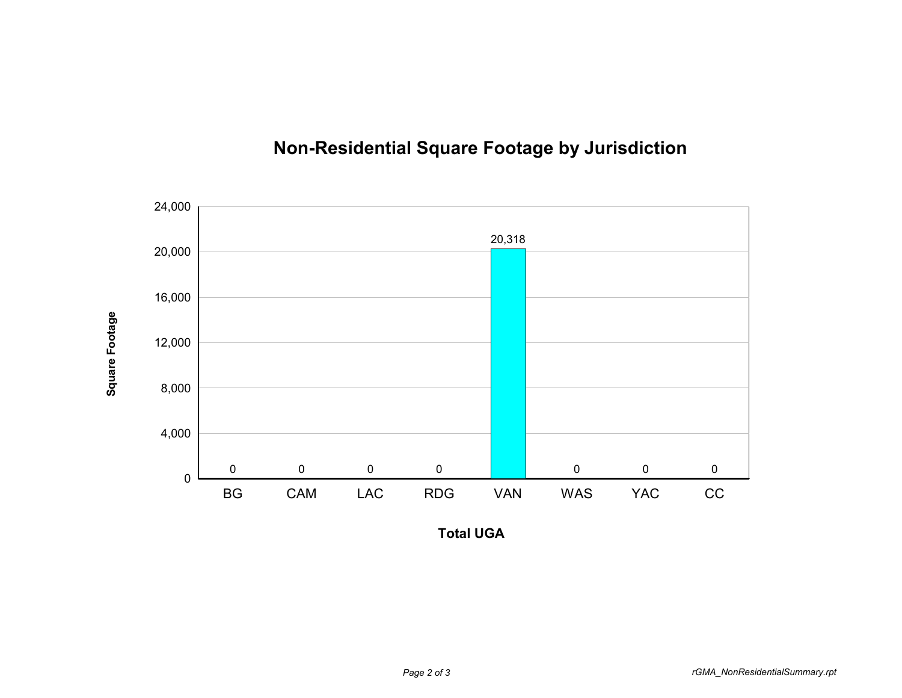# Non-Residential Square Footage by Jurisdiction

| Total UGA | Square Footage |
|---|---|
| BG | 0 |
| CAM | 0 |
| LAC | 0 |
| RDG | 0 |
| VAN | 20,318 |
| WAS | 0 |
| YAC | 0 |
| CC | 0 |

*rGMA_NonResidentialSummary.rpt*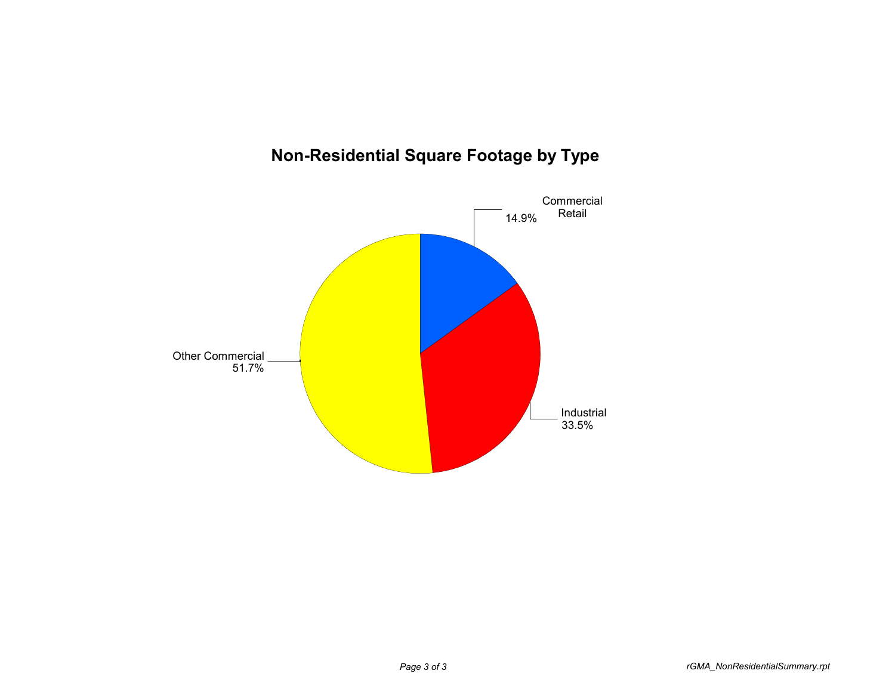# Non-Residential Square Footage by Type

Commercial Retail
14.9%

Industrial
33.5%

Other Commercial
51.7%

rGMA_NonResidentialSummary.rpt